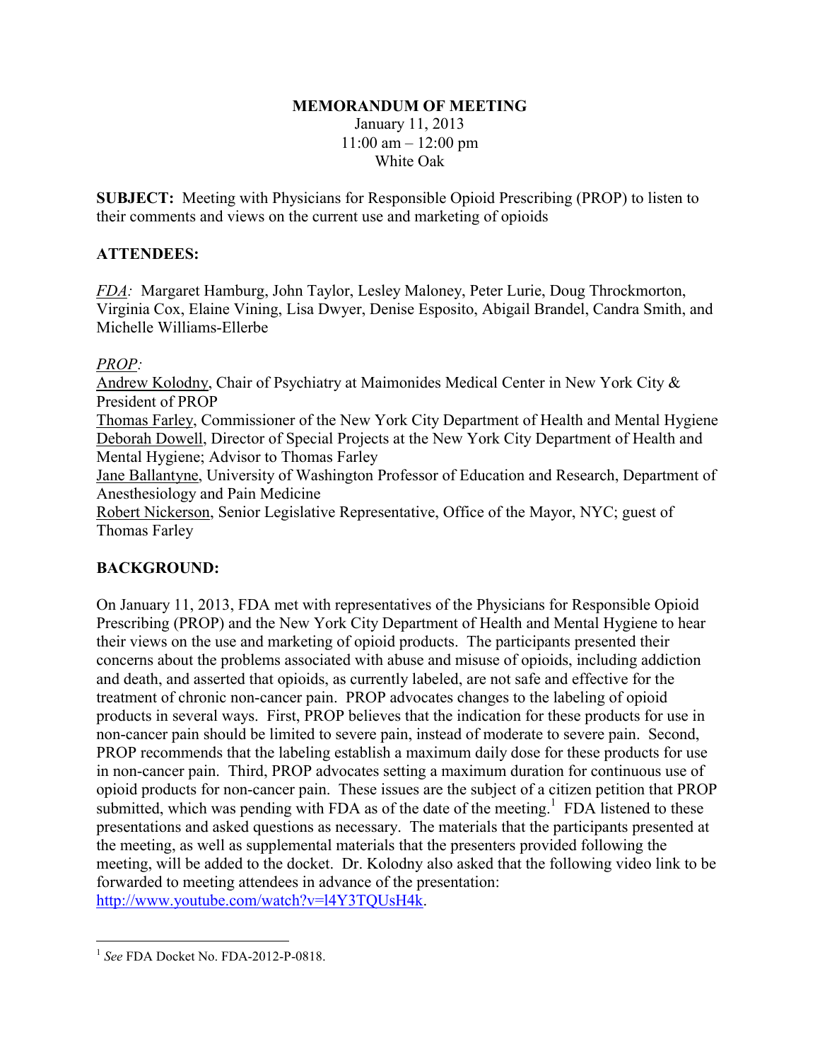**MEMORANDUM OF MEETING**

January 11, 2013
11:00 am – 12:00 pm
White Oak

**SUBJECT:** Meeting with Physicians for Responsible Opioid Prescribing (PROP) to listen to their comments and views on the current use and marketing of opioids

## ATTENDEES:

*FDA:* Margaret Hamburg, John Taylor, Lesley Maloney, Peter Lurie, Doug Throckmorton, Virginia Cox, Elaine Vining, Lisa Dwyer, Denise Esposito, Abigail Brandel, Candra Smith, and Michelle Williams-Ellerbe

*PROP:*

Andrew Kolodny, Chair of Psychiatry at Maimonides Medical Center in New York City & President of PROP

Thomas Farley, Commissioner of the New York City Department of Health and Mental Hygiene

Deborah Dowell, Director of Special Projects at the New York City Department of Health and Mental Hygiene; Advisor to Thomas Farley

Jane Ballantyne, University of Washington Professor of Education and Research, Department of Anesthesiology and Pain Medicine

Robert Nickerson, Senior Legislative Representative, Office of the Mayor, NYC; guest of Thomas Farley

## BACKGROUND:

On January 11, 2013, FDA met with representatives of the Physicians for Responsible Opioid Prescribing (PROP) and the New York City Department of Health and Mental Hygiene to hear their views on the use and marketing of opioid products. The participants presented their concerns about the problems associated with abuse and misuse of opioids, including addiction and death, and asserted that opioids, as currently labeled, are not safe and effective for the treatment of chronic non-cancer pain. PROP advocates changes to the labeling of opioid products in several ways. First, PROP believes that the indication for these products for use in non-cancer pain should be limited to severe pain, instead of moderate to severe pain. Second, PROP recommends that the labeling establish a maximum daily dose for these products for use in non-cancer pain. Third, PROP advocates setting a maximum duration for continuous use of opioid products for non-cancer pain. These issues are the subject of a citizen petition that PROP submitted, which was pending with FDA as of the date of the meeting.[1] FDA listened to these presentations and asked questions as necessary. The materials that the participants presented at the meeting, as well as supplemental materials that the presenters provided following the meeting, will be added to the docket. Dr. Kolodny also asked that the following video link to be forwarded to meeting attendees in advance of the presentation: http://www.youtube.com/watch?v=l4Y3TQUsH4k.

---

[1] *See* FDA Docket No. FDA-2012-P-0818.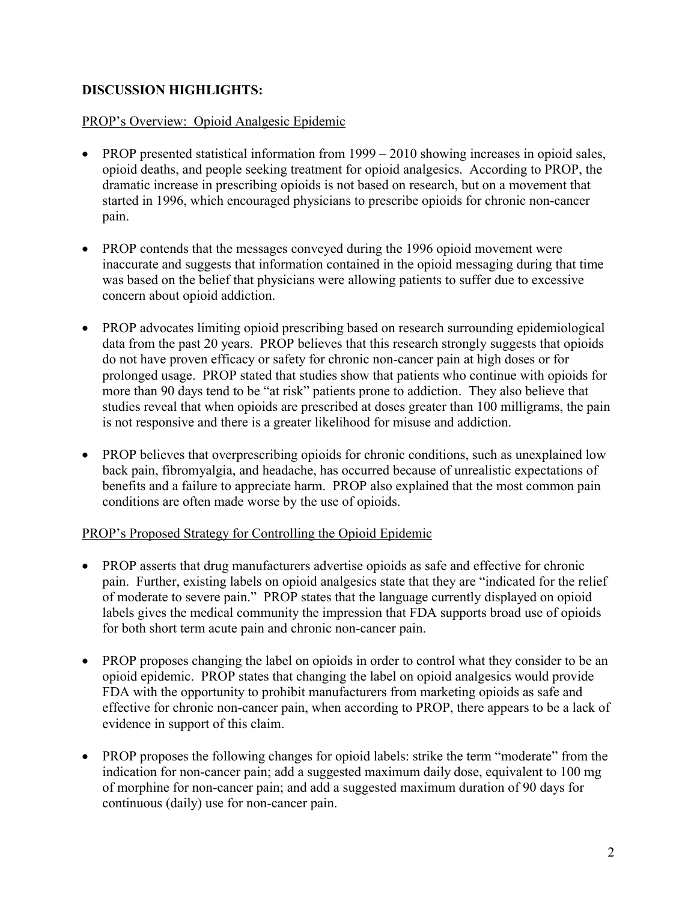**DISCUSSION HIGHLIGHTS:**

<u>PROP's Overview: Opioid Analgesic Epidemic</u>

- PROP presented statistical information from 1999 – 2010 showing increases in opioid sales, opioid deaths, and people seeking treatment for opioid analgesics. According to PROP, the dramatic increase in prescribing opioids is not based on research, but on a movement that started in 1996, which encouraged physicians to prescribe opioids for chronic non-cancer pain.

- PROP contends that the messages conveyed during the 1996 opioid movement were inaccurate and suggests that information contained in the opioid messaging during that time was based on the belief that physicians were allowing patients to suffer due to excessive concern about opioid addiction.

- PROP advocates limiting opioid prescribing based on research surrounding epidemiological data from the past 20 years. PROP believes that this research strongly suggests that opioids do not have proven efficacy or safety for chronic non-cancer pain at high doses or for prolonged usage. PROP stated that studies show that patients who continue with opioids for more than 90 days tend to be "at risk" patients prone to addiction. They also believe that studies reveal that when opioids are prescribed at doses greater than 100 milligrams, the pain is not responsive and there is a greater likelihood for misuse and addiction.

- PROP believes that overprescribing opioids for chronic conditions, such as unexplained low back pain, fibromyalgia, and headache, has occurred because of unrealistic expectations of benefits and a failure to appreciate harm. PROP also explained that the most common pain conditions are often made worse by the use of opioids.

<u>PROP's Proposed Strategy for Controlling the Opioid Epidemic</u>

- PROP asserts that drug manufacturers advertise opioids as safe and effective for chronic pain. Further, existing labels on opioid analgesics state that they are "indicated for the relief of moderate to severe pain." PROP states that the language currently displayed on opioid labels gives the medical community the impression that FDA supports broad use of opioids for both short term acute pain and chronic non-cancer pain.

- PROP proposes changing the label on opioids in order to control what they consider to be an opioid epidemic. PROP states that changing the label on opioid analgesics would provide FDA with the opportunity to prohibit manufacturers from marketing opioids as safe and effective for chronic non-cancer pain, when according to PROP, there appears to be a lack of evidence in support of this claim.

- PROP proposes the following changes for opioid labels: strike the term "moderate" from the indication for non-cancer pain; add a suggested maximum daily dose, equivalent to 100 mg of morphine for non-cancer pain; and add a suggested maximum duration of 90 days for continuous (daily) use for non-cancer pain.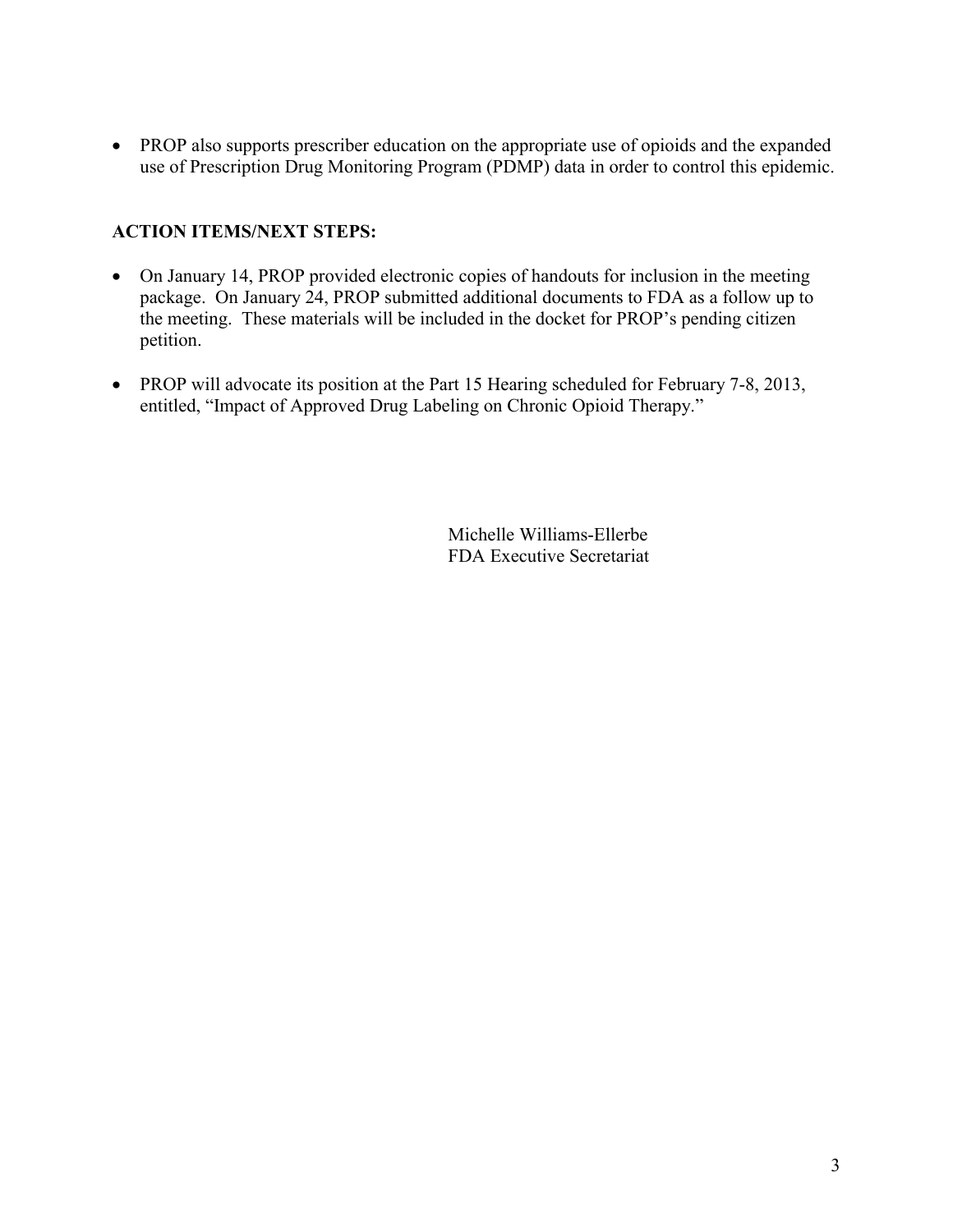- PROP also supports prescriber education on the appropriate use of opioids and the expanded use of Prescription Drug Monitoring Program (PDMP) data in order to control this epidemic.

**ACTION ITEMS/NEXT STEPS:**

- On January 14, PROP provided electronic copies of handouts for inclusion in the meeting package. On January 24, PROP submitted additional documents to FDA as a follow up to the meeting. These materials will be included in the docket for PROP's pending citizen petition.
- PROP will advocate its position at the Part 15 Hearing scheduled for February 7-8, 2013, entitled, "Impact of Approved Drug Labeling on Chronic Opioid Therapy."

Michelle Williams-Ellerbe
FDA Executive Secretariat